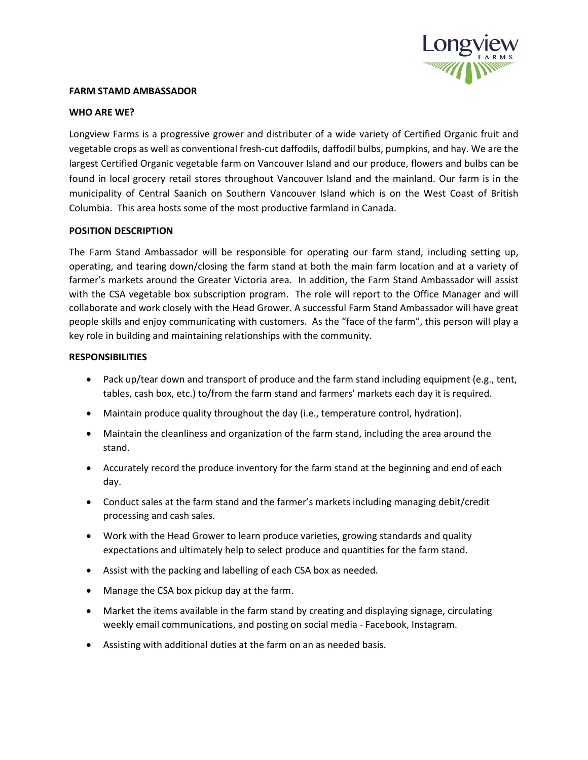# FARM STAMD AMBASSADOR

## WHO ARE WE?

Longview Farms is a progressive grower and distributer of a wide variety of Certified Organic fruit and vegetable crops as well as conventional fresh-cut daffodils, daffodil bulbs, pumpkins, and hay. We are the largest Certified Organic vegetable farm on Vancouver Island and our produce, flowers and bulbs can be found in local grocery retail stores throughout Vancouver Island and the mainland. Our farm is in the municipality of Central Saanich on Southern Vancouver Island which is on the West Coast of British Columbia. This area hosts some of the most productive farmland in Canada.

## POSITION DESCRIPTION

The Farm Stand Ambassador will be responsible for operating our farm stand, including setting up, operating, and tearing down/closing the farm stand at both the main farm location and at a variety of farmer's markets around the Greater Victoria area. In addition, the Farm Stand Ambassador will assist with the CSA vegetable box subscription program. The role will report to the Office Manager and will collaborate and work closely with the Head Grower. A successful Farm Stand Ambassador will have great people skills and enjoy communicating with customers. As the "face of the farm", this person will play a key role in building and maintaining relationships with the community.

## RESPONSIBILITIES

- Pack up/tear down and transport of produce and the farm stand including equipment (e.g., tent, tables, cash box, etc.) to/from the farm stand and farmers' markets each day it is required.
- Maintain produce quality throughout the day (i.e., temperature control, hydration).
- Maintain the cleanliness and organization of the farm stand, including the area around the stand.
- Accurately record the produce inventory for the farm stand at the beginning and end of each day.
- Conduct sales at the farm stand and the farmer's markets including managing debit/credit processing and cash sales.
- Work with the Head Grower to learn produce varieties, growing standards and quality expectations and ultimately help to select produce and quantities for the farm stand.
- Assist with the packing and labelling of each CSA box as needed.
- Manage the CSA box pickup day at the farm.
- Market the items available in the farm stand by creating and displaying signage, circulating weekly email communications, and posting on social media - Facebook, Instagram.
- Assisting with additional duties at the farm on an as needed basis.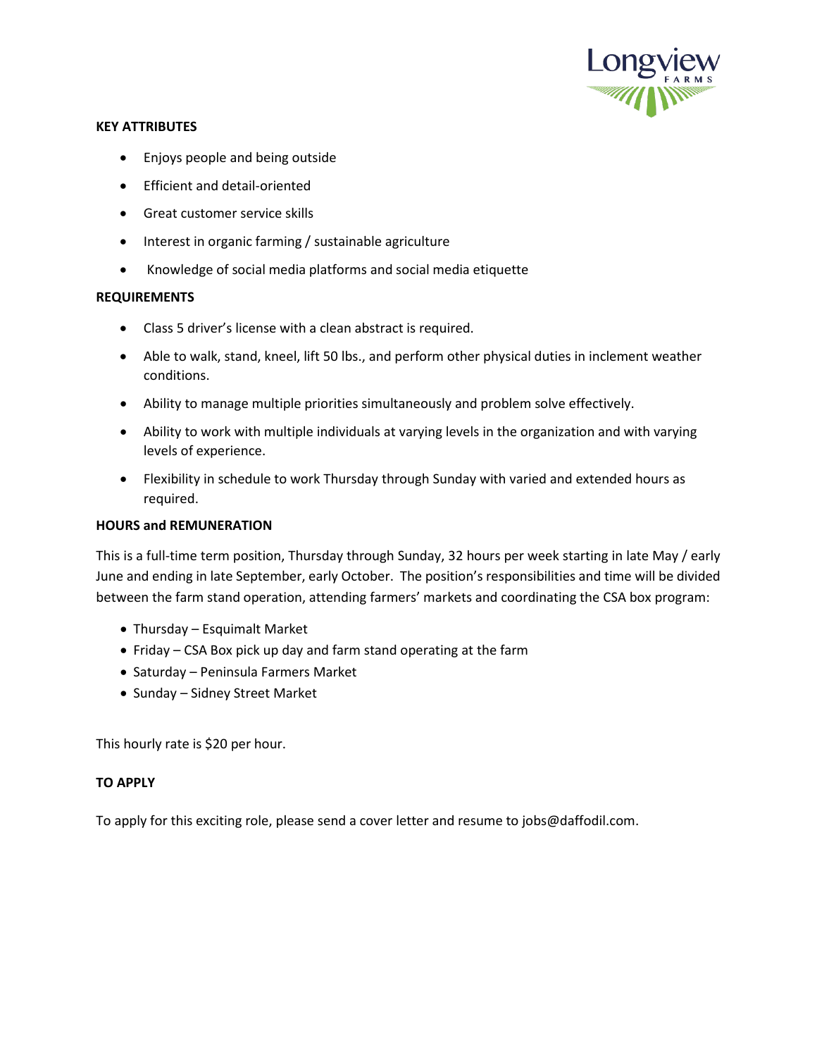## KEY ATTRIBUTES

- Enjoys people and being outside
- Efficient and detail-oriented
- Great customer service skills
- Interest in organic farming / sustainable agriculture
- Knowledge of social media platforms and social media etiquette

## REQUIREMENTS

- Class 5 driver's license with a clean abstract is required.
- Able to walk, stand, kneel, lift 50 lbs., and perform other physical duties in inclement weather conditions.
- Ability to manage multiple priorities simultaneously and problem solve effectively.
- Ability to work with multiple individuals at varying levels in the organization and with varying levels of experience.
- Flexibility in schedule to work Thursday through Sunday with varied and extended hours as required.

## HOURS and REMUNERATION

This is a full-time term position, Thursday through Sunday, 32 hours per week starting in late May / early June and ending in late September, early October. The position's responsibilities and time will be divided between the farm stand operation, attending farmers' markets and coordinating the CSA box program:

- Thursday – Esquimalt Market
- Friday – CSA Box pick up day and farm stand operating at the farm
- Saturday – Peninsula Farmers Market
- Sunday – Sidney Street Market

This hourly rate is $20 per hour.

## TO APPLY

To apply for this exciting role, please send a cover letter and resume to jobs@daffodil.com.